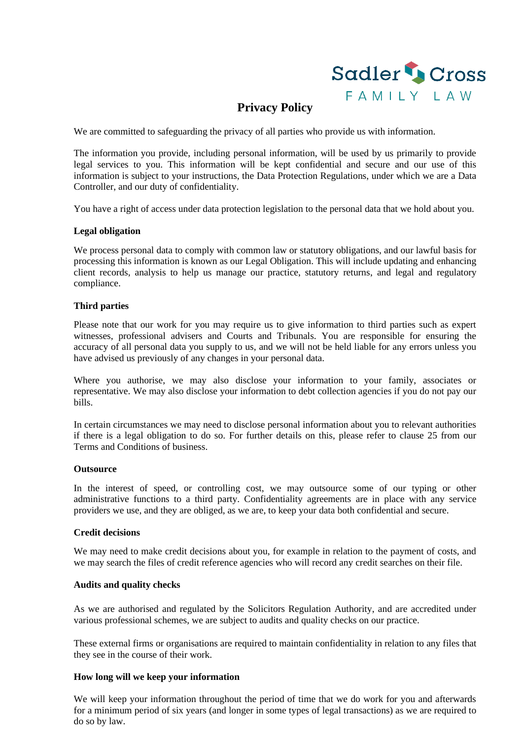# Privacy Policy

We are committed to safeguarding the privacy of all parties who provide us with information.

The information you provide, including personal information, will be used by us primarily to provide legal services to you. This information will be kept confidential and secure and our use of this information is subject to your instructions, the Data Protection Regulations, under which we are a Data Controller, and our duty of confidentiality.

You have a right of access under data protection legislation to the personal data that we hold about you.

**Legal obligation**

We process personal data to comply with common law or statutory obligations, and our lawful basis for processing this information is known as our Legal Obligation. This will include updating and enhancing client records, analysis to help us manage our practice, statutory returns, and legal and regulatory compliance.

**Third parties**

Please note that our work for you may require us to give information to third parties such as expert witnesses, professional advisers and Courts and Tribunals. You are responsible for ensuring the accuracy of all personal data you supply to us, and we will not be held liable for any errors unless you have advised us previously of any changes in your personal data.

Where you authorise, we may also disclose your information to your family, associates or representative. We may also disclose your information to debt collection agencies if you do not pay our bills.

In certain circumstances we may need to disclose personal information about you to relevant authorities if there is a legal obligation to do so. For further details on this, please refer to clause 25 from our Terms and Conditions of business.

**Outsource**

In the interest of speed, or controlling cost, we may outsource some of our typing or other administrative functions to a third party. Confidentiality agreements are in place with any service providers we use, and they are obliged, as we are, to keep your data both confidential and secure.

**Credit decisions**

We may need to make credit decisions about you, for example in relation to the payment of costs, and we may search the files of credit reference agencies who will record any credit searches on their file.

**Audits and quality checks**

As we are authorised and regulated by the Solicitors Regulation Authority, and are accredited under various professional schemes, we are subject to audits and quality checks on our practice.

These external firms or organisations are required to maintain confidentiality in relation to any files that they see in the course of their work.

**How long will we keep your information**

We will keep your information throughout the period of time that we do work for you and afterwards for a minimum period of six years (and longer in some types of legal transactions) as we are required to do so by law.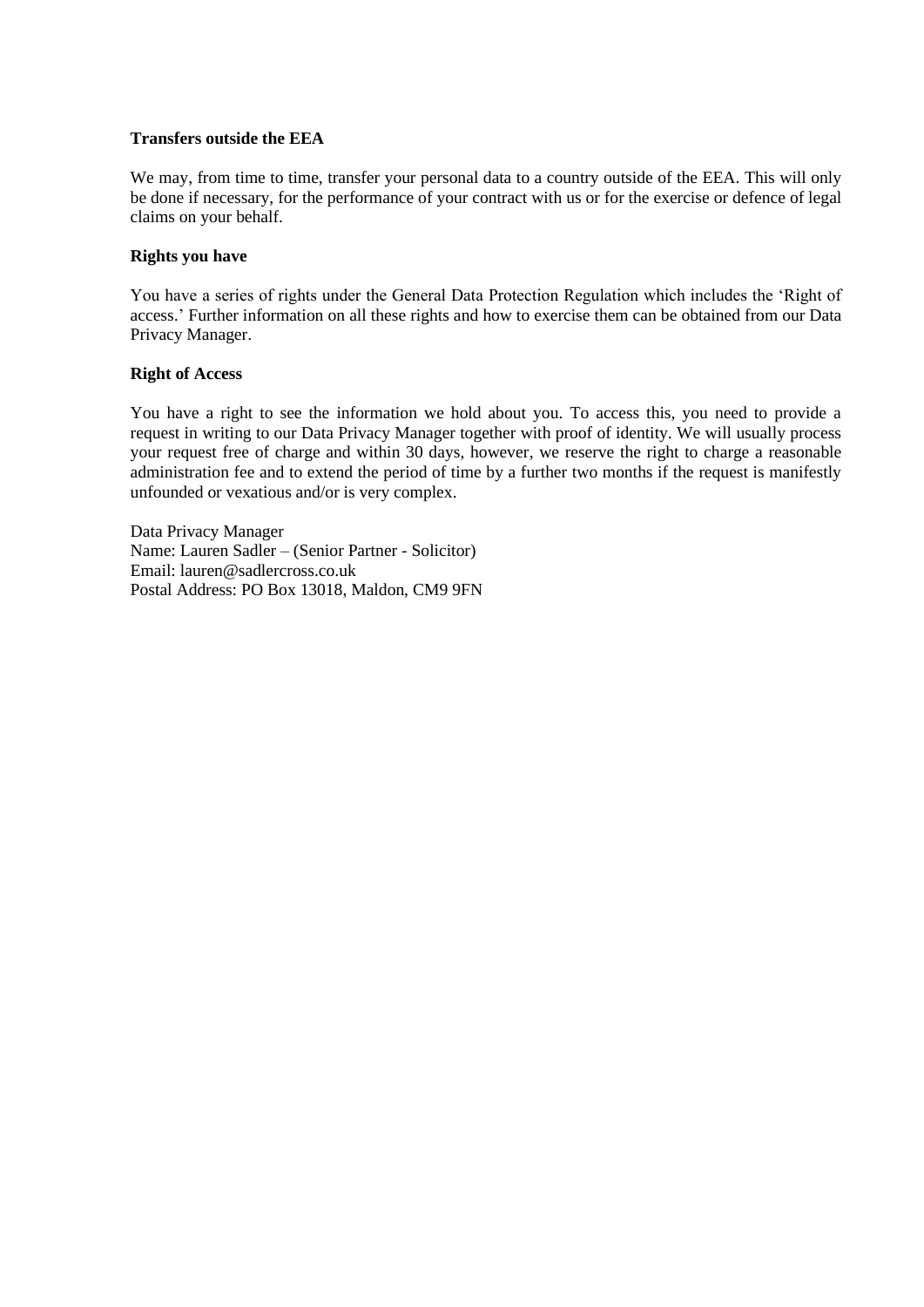**Transfers outside the EEA**

We may, from time to time, transfer your personal data to a country outside of the EEA. This will only be done if necessary, for the performance of your contract with us or for the exercise or defence of legal claims on your behalf.

**Rights you have**

You have a series of rights under the General Data Protection Regulation which includes the 'Right of access.' Further information on all these rights and how to exercise them can be obtained from our Data Privacy Manager.

**Right of Access**

You have a right to see the information we hold about you. To access this, you need to provide a request in writing to our Data Privacy Manager together with proof of identity. We will usually process your request free of charge and within 30 days, however, we reserve the right to charge a reasonable administration fee and to extend the period of time by a further two months if the request is manifestly unfounded or vexatious and/or is very complex.

Data Privacy Manager
Name: Lauren Sadler – (Senior Partner - Solicitor)
Email: lauren@sadlercross.co.uk
Postal Address: PO Box 13018, Maldon, CM9 9FN